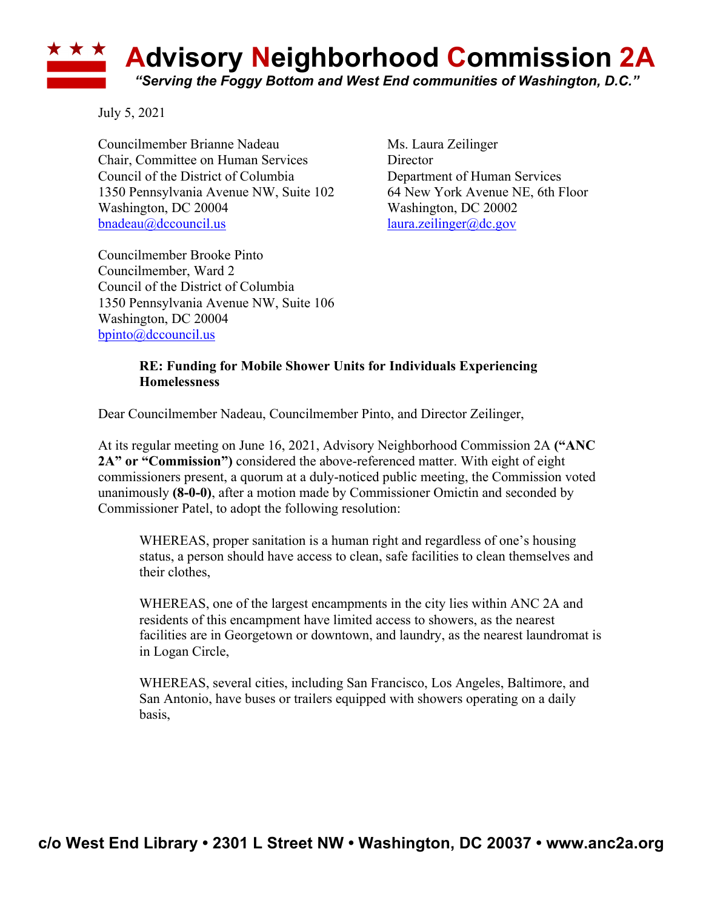# Advisory Neighborhood Commission 2A

*"Serving the Foggy Bottom and West End communities of Washington, D.C."*

July 5, 2021

Councilmember Brianne Nadeau
Chair, Committee on Human Services
Council of the District of Columbia
1350 Pennsylvania Avenue NW, Suite 102
Washington, DC 20004
bnadeau@dccouncil.us

Ms. Laura Zeilinger
Director
Department of Human Services
64 New York Avenue NE, 6th Floor
Washington, DC 20002
laura.zeilinger@dc.gov

Councilmember Brooke Pinto
Councilmember, Ward 2
Council of the District of Columbia
1350 Pennsylvania Avenue NW, Suite 106
Washington, DC 20004
bpinto@dccouncil.us

**RE: Funding for Mobile Shower Units for Individuals Experiencing Homelessness**

Dear Councilmember Nadeau, Councilmember Pinto, and Director Zeilinger,

At its regular meeting on June 16, 2021, Advisory Neighborhood Commission 2A **("ANC 2A" or "Commission")** considered the above-referenced matter. With eight of eight commissioners present, a quorum at a duly-noticed public meeting, the Commission voted unanimously **(8-0-0)**, after a motion made by Commissioner Omictin and seconded by Commissioner Patel, to adopt the following resolution:

> WHEREAS, proper sanitation is a human right and regardless of one's housing status, a person should have access to clean, safe facilities to clean themselves and their clothes,
>
> WHEREAS, one of the largest encampments in the city lies within ANC 2A and residents of this encampment have limited access to showers, as the nearest facilities are in Georgetown or downtown, and laundry, as the nearest laundromat is in Logan Circle,
>
> WHEREAS, several cities, including San Francisco, Los Angeles, Baltimore, and San Antonio, have buses or trailers equipped with showers operating on a daily basis,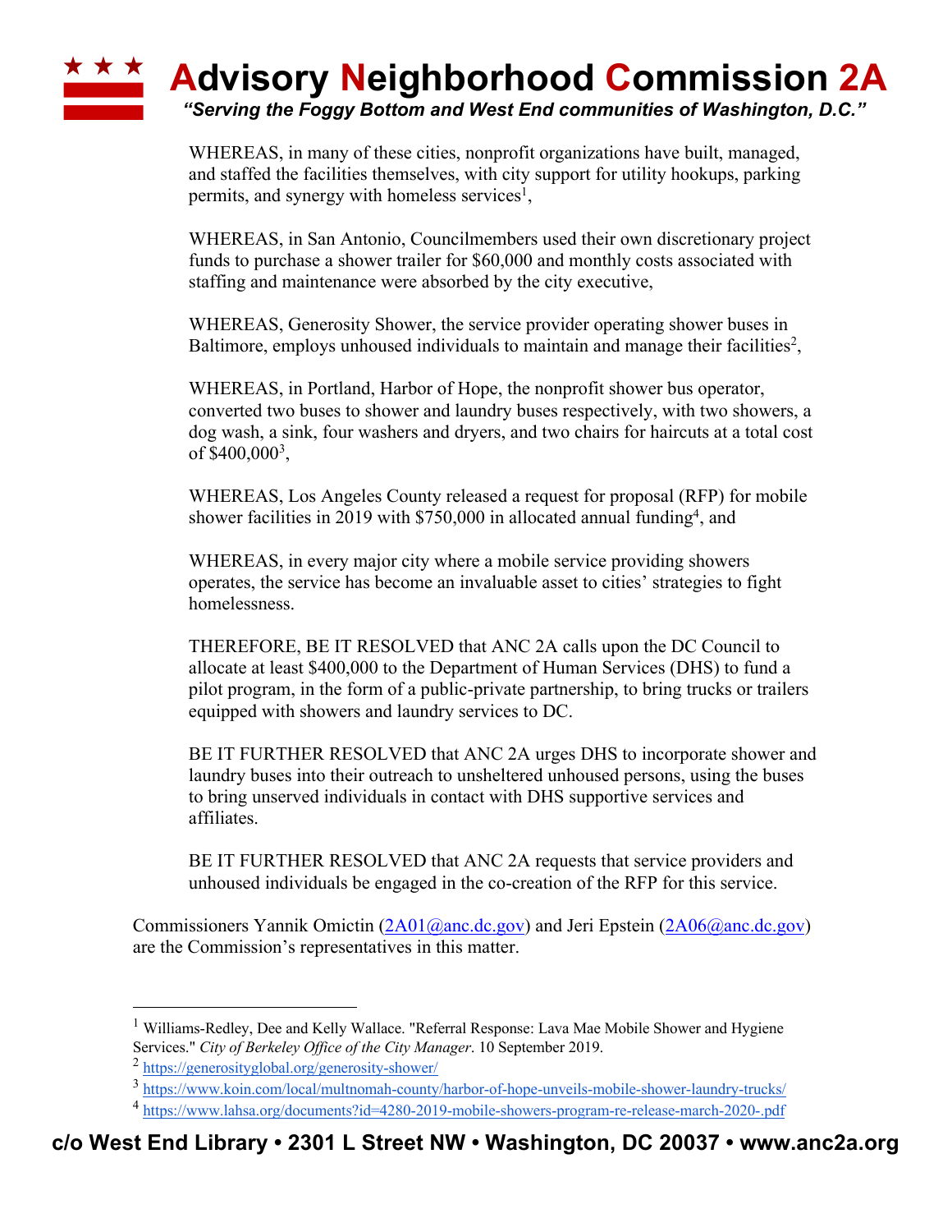WHEREAS, in many of these cities, nonprofit organizations have built, managed, and staffed the facilities themselves, with city support for utility hookups, parking permits, and synergy with homeless services[1],

WHEREAS, in San Antonio, Councilmembers used their own discretionary project funds to purchase a shower trailer for $60,000 and monthly costs associated with staffing and maintenance were absorbed by the city executive,

WHEREAS, Generosity Shower, the service provider operating shower buses in Baltimore, employs unhoused individuals to maintain and manage their facilities[2],

WHEREAS, in Portland, Harbor of Hope, the nonprofit shower bus operator, converted two buses to shower and laundry buses respectively, with two showers, a dog wash, a sink, four washers and dryers, and two chairs for haircuts at a total cost of $400,000[3],

WHEREAS, Los Angeles County released a request for proposal (RFP) for mobile shower facilities in 2019 with $750,000 in allocated annual funding[4], and

WHEREAS, in every major city where a mobile service providing showers operates, the service has become an invaluable asset to cities' strategies to fight homelessness.

THEREFORE, BE IT RESOLVED that ANC 2A calls upon the DC Council to allocate at least $400,000 to the Department of Human Services (DHS) to fund a pilot program, in the form of a public-private partnership, to bring trucks or trailers equipped with showers and laundry services to DC.

BE IT FURTHER RESOLVED that ANC 2A urges DHS to incorporate shower and laundry buses into their outreach to unsheltered unhoused persons, using the buses to bring unserved individuals in contact with DHS supportive services and affiliates.

BE IT FURTHER RESOLVED that ANC 2A requests that service providers and unhoused individuals be engaged in the co-creation of the RFP for this service.

Commissioners Yannik Omictin (2A01@anc.dc.gov) and Jeri Epstein (2A06@anc.dc.gov) are the Commission's representatives in this matter.

---

[1] Williams-Redley, Dee and Kelly Wallace. "Referral Response: Lava Mae Mobile Shower and Hygiene Services." *City of Berkeley Office of the City Manager*. 10 September 2019.

[2] https://generosityglobal.org/generosity-shower/

[3] https://www.koin.com/local/multnomah-county/harbor-of-hope-unveils-mobile-shower-laundry-trucks/

[4] https://www.lahsa.org/documents?id=4280-2019-mobile-showers-program-re-release-march-2020-.pdf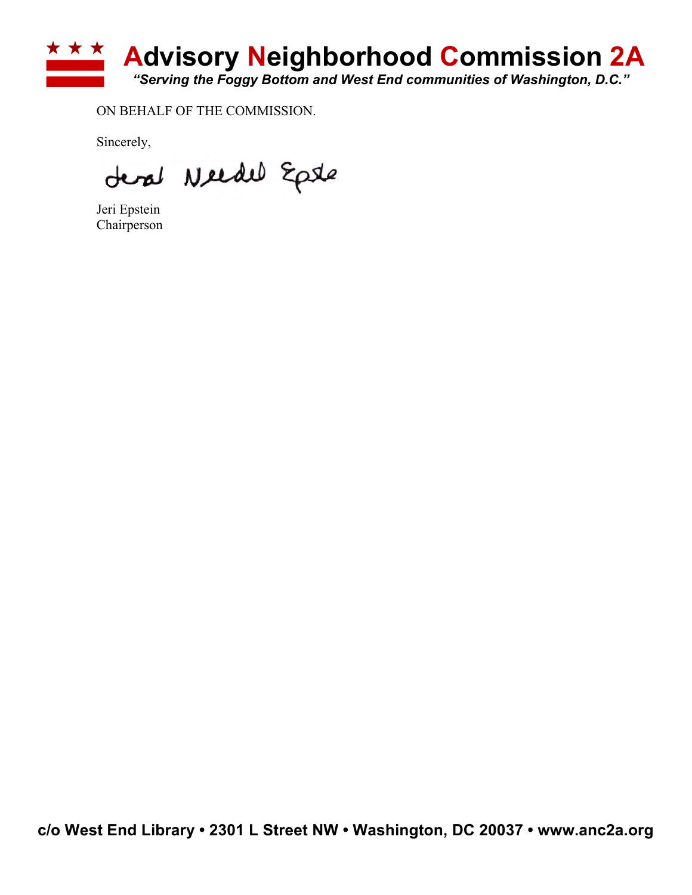ON BEHALF OF THE COMMISSION.

Sincerely,

Jeri Epstein
Chairperson